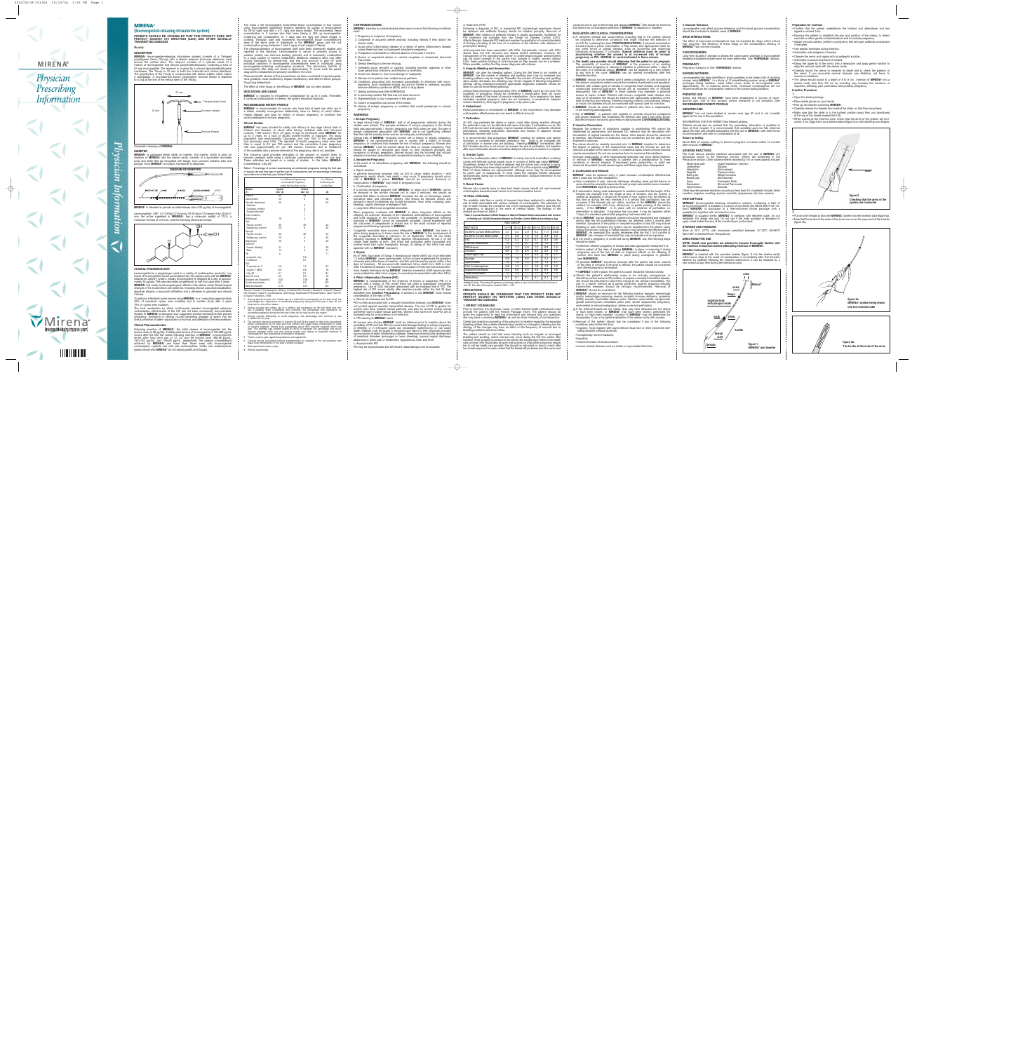# MIRENA®

*Physician Prescribing Information*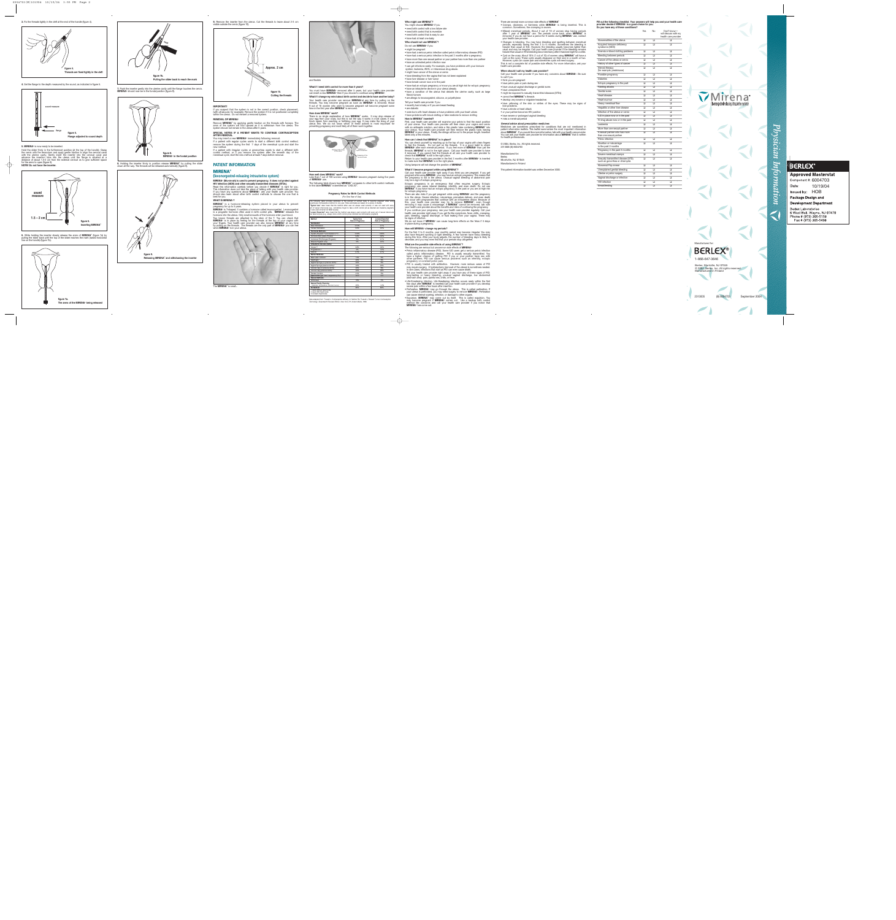2. Fix the threads tightly in the cleft at the end of the handle (figure 4).

Figure 4.
Threads are fixed tightly in the cleft

4. Set the flange to the depth measured by the sound, as indicated in figure 5.

sound measure

flange

Figure 5.
Flange adjusted to sound depth

sound measure

1.5 – 2 cm

Figure 6.
Inserting MIRENA®

Figure 7a.
The arms of the MIRENA® being released

Figure 7b.
Pulling the slider back to reach the mark

Figure 8.
MIRENA® in the fundal position

Figure 9.
Releasing MIRENA® and withdrawing the inserter

Approx. 2 cm

Figure 10.
Cutting the threads

IMPORTANT!

REMOVAL OF MIRENA®

SPECIAL NOTES IF A PATIENT WANTS TO CONTINUE CONTRACEPTION AFTER REMOVAL

## PATIENT INFORMATION

## MIRENA®
### (levonorgestrel-releasing intrauterine system)

What is MIRENA®?

The MIRENA® is small...

What if I need birth control for more than 5 years?

How does MIRENA® work?

How well does MIRENA® work?

**Pregnancy Rates for Birth Control Methods**

*(For One Year of Use)*

Who might use MIRENA®?

Who should not use MIRENA®?

How is MIRENA® inserted?

How can I check that MIRENA® is in place?

What if I become pregnant while using MIRENA®?

How will MIRENA® change my periods?

What are the possible side effects of using MIRENA®?

When should I call my health care provider?

General advice about prescription medicines

Manufactured for:
Berlex
Montville, NJ 07045
Manufactured in Finland

Fill out the following checklist. Your answers will help you and your health care provider decide if MIRENA® is a good choice for you.
Do you have any of these conditions?

| | Yes | No | Don't know—will discuss with my health care provider |
|---|---|---|---|

# Mirena®
levonorgestrel-releasing intrauterine system

*Physician Information*

Manufactured for:

BERLEX®

1-888-237-5394

Berlex, Montville, NJ 07045
© 2004, Berlex, Inc. All rights reserved.
Manufactured in Finland

September 2004

BERLEX®

**Approved Masterstat**

Component # 6004703

Date: 10/19/04

Issued by: HOB

**Package Design and Development Department**

Berlex Laboratories
6 West Belt, Wayne, NJ 07470
Phone # (973) 305-5118
Fax # (973) 305-5498